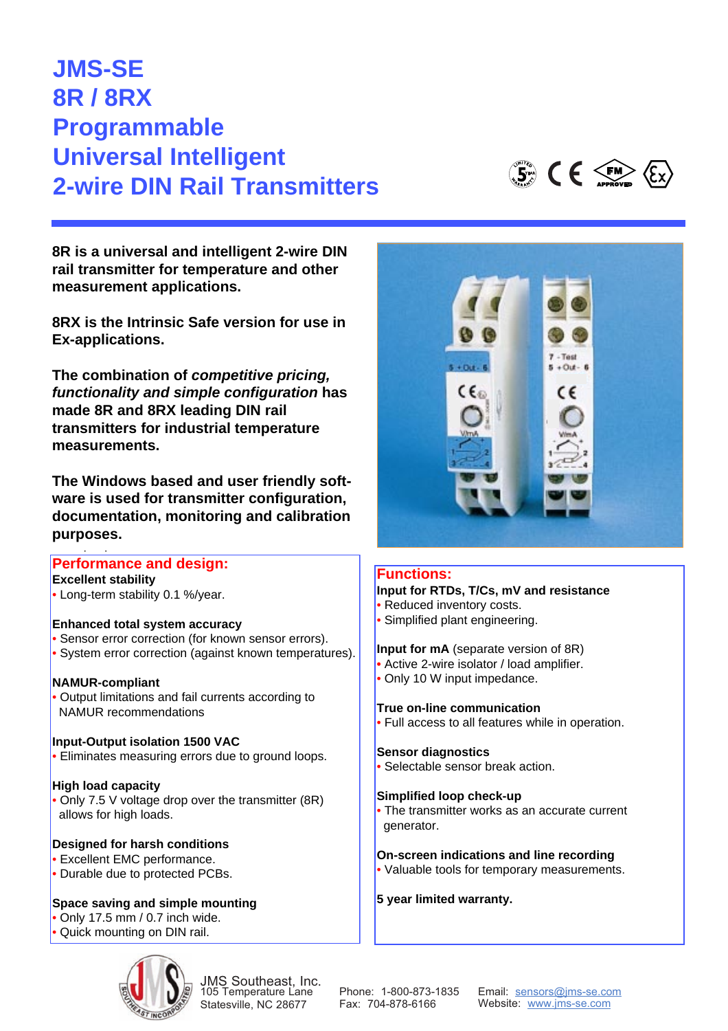# JMS-SE
# 8R / 8RX
# Programmable
# Universal Intelligent
# 2-wire DIN Rail Transmitters

**8R is a universal and intelligent 2-wire DIN rail transmitter for temperature and other measurement applications.**

**8RX is the Intrinsic Safe version for use in Ex-applications.**

**The combination of *competitive pricing, functionality and simple configuration* has made 8R and 8RX leading DIN rail transmitters for industrial temperature measurements.**

**The Windows based and user friendly software is used for transmitter configuration, documentation, monitoring and calibration purposes.**

## Performance and design:

**Excellent stability**
- Long-term stability 0.1 %/year.

**Enhanced total system accuracy**
- Sensor error correction (for known sensor errors).
- System error correction (against known temperatures).

**NAMUR-compliant**
- Output limitations and fail currents according to NAMUR recommendations

**Input-Output isolation 1500 VAC**
- Eliminates measuring errors due to ground loops.

**High load capacity**
- Only 7.5 V voltage drop over the transmitter (8R) allows for high loads.

**Designed for harsh conditions**
- Excellent EMC performance.
- Durable due to protected PCBs.

**Space saving and simple mounting**
- Only 17.5 mm / 0.7 inch wide.
- Quick mounting on DIN rail.

## Functions:

**Input for RTDs, T/Cs, mV and resistance**
- Reduced inventory costs.
- Simplified plant engineering.

**Input for mA** (separate version of 8R)
- Active 2-wire isolator / load amplifier.
- Only 10 W input impedance.

**True on-line communication**
- Full access to all features while in operation.

**Sensor diagnostics**
- Selectable sensor break action.

**Simplified loop check-up**
- The transmitter works as an accurate current generator.

**On-screen indications and line recording**
- Valuable tools for temporary measurements.

**5 year limited warranty.**

JMS Southeast, Inc.
105 Temperature Lane
Statesville, NC 28677

Phone: 1-800-873-1835
Fax: 704-878-6166

Email: sensors@jms-se.com
Website: www.jms-se.com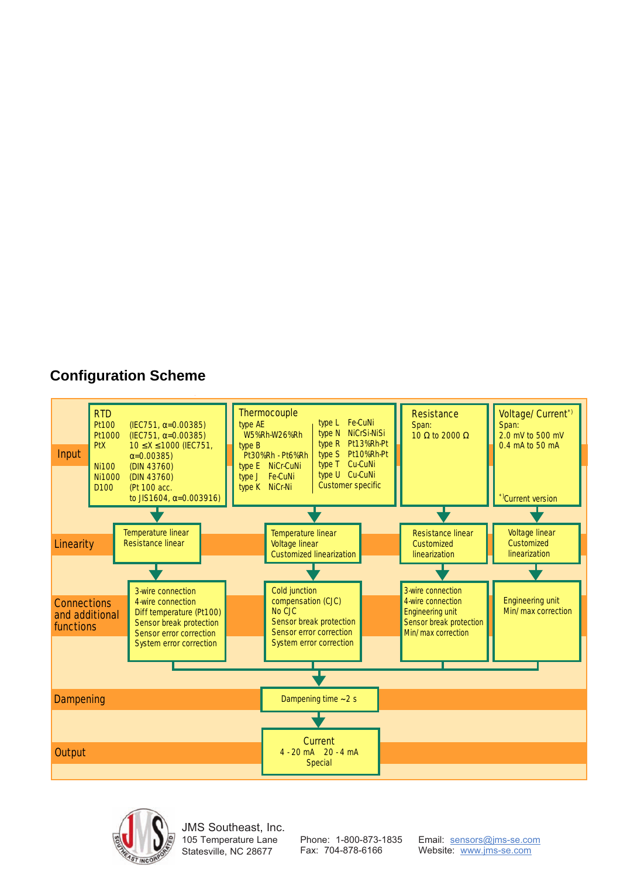## Configuration Scheme

| | RTD | Thermocouple | Resistance | Voltage/ Current[*)] |
|---|---|---|---|---|
| **Input** | Pt100 (IEC751, α=0.00385)<br>Pt1000 (IEC751, α=0.00385)<br>PtX 10 ≤X ≤1000 (IEC751, α=0.00385)<br>Ni100 (DIN 43760)<br>Ni1000 (DIN 43760)<br>D100 (Pt 100 acc. to JIS1604, α=0.003916) | type AE W5%Rh-W26%Rh<br>type B Pt30%Rh - Pt6%Rh<br>type E NiCr-CuNi<br>type J Fe-CuNi<br>type K NiCr-Ni<br>type L Fe-CuNi<br>type N NiCrSi-NiSi<br>type R Pt13%Rh-Pt<br>type S Pt10%Rh-Pt<br>type T Cu-CuNi<br>type U Cu-CuNi<br>Customer specific | Span:<br>10 Ω to 2000 Ω | Span:<br>2.0 mV to 500 mV<br>0.4 mA to 50 mA<br>*) Current version |
| **Linearity** | Temperature linear<br>Resistance linear | Temperature linear<br>Voltage linear<br>Customized linearization | Resistance linear<br>Customized linearization | Voltage linear<br>Customized linearization |
| **Connections and additional functions** | 3-wire connection<br>4-wire connection<br>Diff temperature (Pt100)<br>Sensor break protection<br>Sensor error correction<br>System error correction | Cold junction compensation (CJC)<br>No CJC<br>Sensor break protection<br>Sensor error correction<br>System error correction | 3-wire connection<br>4-wire connection<br>Engineering unit<br>Sensor break protection<br>Min/ max correction | Engineering unit<br>Min/ max correction |
| **Dampening** | Dampening time ~2 s | | | |
| **Output** | Current<br>4 - 20 mA 20 - 4 mA<br>Special | | | |

JMS Southeast, Inc.
105 Temperature Lane
Statesville, NC 28677

Phone: 1-800-873-1835
Fax: 704-878-6166

Email: sensors@jms-se.com
Website: www.jms-se.com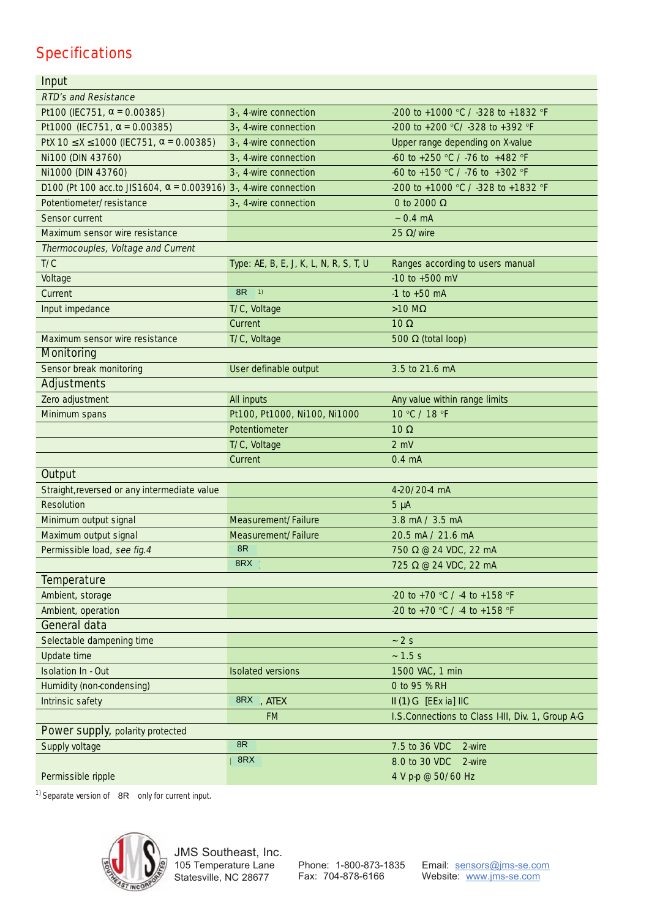## Specifications

| Input | | |
|---|---|---|
| *RTD's and Resistance* | | |
| Pt100 (IEC751, α = 0.00385) | 3-, 4-wire connection | -200 to +1000 °C / -328 to +1832 °F |
| Pt1000 (IEC751, α = 0.00385) | 3-, 4-wire connection | -200 to +200 °C/ -328 to +392 °F |
| PtX 10 ≤X ≤1000 (IEC751, α = 0.00385) | 3-, 4-wire connection | Upper range depending on X-value |
| Ni100 (DIN 43760) | 3-, 4-wire connection | -60 to +250 °C / -76 to +482 °F |
| Ni1000 (DIN 43760) | 3-, 4-wire connection | -60 to +150 °C / -76 to +302 °F |
| D100 (Pt 100 acc.to JIS1604, α = 0.003916) | 3-, 4-wire connection | -200 to +1000 °C / -328 to +1832 °F |
| Potentiometer/ resistance | 3-, 4-wire connection | 0 to 2000 Ω |
| Sensor current | | ~ 0.4 mA |
| Maximum sensor wire resistance | | 25 Ω/ wire |
| *Thermocouples, Voltage and Current* | | |
| T/C | Type: AE, B, E, J, K, L, N, R, S, T, U | Ranges according to users manual |
| Voltage | | -10 to +500 mV |
| Current | 8R [1)] | -1 to +50 mA |
| Input impedance | T/C, Voltage | >10 MΩ |
| | Current | 10 Ω |
| Maximum sensor wire resistance | T/C, Voltage | 500 Ω (total loop) |
| **Monitoring** | | |
| Sensor break monitoring | User definable output | 3.5 to 21.6 mA |
| **Adjustments** | | |
| Zero adjustment | All inputs | Any value within range limits |
| Minimum spans | Pt100, Pt1000, Ni100, Ni1000 | 10 °C / 18 °F |
| | Potentiometer | 10 Ω |
| | T/C, Voltage | 2 mV |
| | Current | 0.4 mA |
| **Output** | | |
| Straight,reversed or any intermediate value | | 4-20/ 20-4 mA |
| Resolution | | 5 µA |
| Minimum output signal | Measurement/ Failure | 3.8 mA / 3.5 mA |
| Maximum output signal | Measurement/ Failure | 20.5 mA / 21.6 mA |
| Permissible load, *see fig.4* | 8R | 750 Ω @ 24 VDC, 22 mA |
| | 8RX | 725 Ω @ 24 VDC, 22 mA |
| **Temperature** | | |
| Ambient, storage | | -20 to +70 °C / -4 to +158 °F |
| Ambient, operation | | -20 to +70 °C / -4 to +158 °F |
| **General data** | | |
| Selectable dampening time | | ~ 2 s |
| Update time | | ~ 1.5 s |
| Isolation In - Out | Isolated versions | 1500 VAC, 1 min |
| Humidity (non-condensing) | | 0 to 95 % RH |
| Intrinsic safety | 8RX , ATEX | II (1) G [EEx ia] IIC |
| | FM | I.S.Connections to Class I-III, Div. 1, Group A-G |
| **Power supply,** polarity protected | | |
| Supply voltage | 8R | 7.5 to 36 VDC 2-wire |
| | 8RX | 8.0 to 30 VDC 2-wire |
| Permissible ripple | | 4 V p-p @ 50/ 60 Hz |

[1)] Separate version of 8R only for current input.

JMS Southeast, Inc.
105 Temperature Lane
Statesville, NC 28677

Phone: 1-800-873-1835
Fax: 704-878-6166

Email: sensors@jms-se.com
Website: www.jms-se.com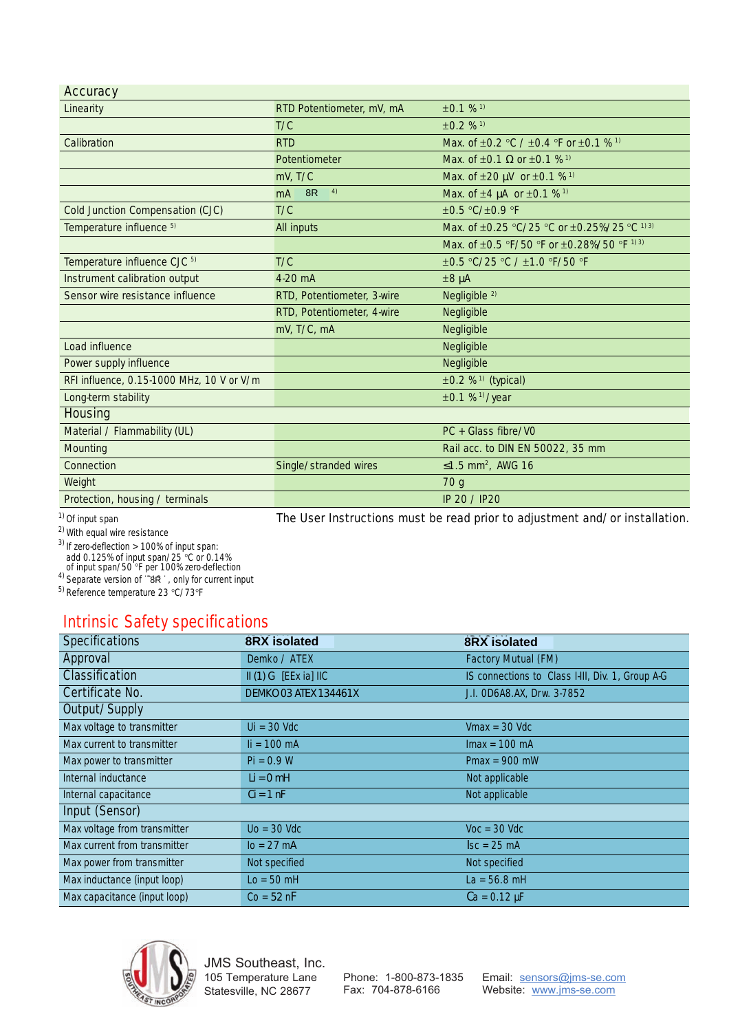| Accuracy | | |
|---|---|---|
| Linearity | RTD Potentiometer, mV, mA | ±0.1 % [1] |
| | T/C | ±0.2 % [1] |
| Calibration | RTD | Max. of ±0.2 °C / ±0.4 °F or ±0.1 % [1] |
| | Potentiometer | Max. of ±0.1 Ω or ±0.1 % [1] |
| | mV, T/C | Max. of ±20 µV or ±0.1 % [1] |
| | mA 8R [4] | Max. of ±4 µA or ±0.1 % [1] |
| Cold Junction Compensation (CJC) | T/C | ±0.5 °C/±0.9 °F |
| Temperature influence [5] | All inputs | Max. of ±0.25 °C/25 °C or ±0.25%/25 °C [1) 3)] |
| | | Max. of ±0.5 °F/50 °F or ±0.28%/50 °F [1) 3)] |
| Temperature influence CJC [5] | T/C | ±0.5 °C/25 °C / ±1.0 °F/50 °F |
| Instrument calibration output | 4-20 mA | ±8 µA |
| Sensor wire resistance influence | RTD, Potentiometer, 3-wire | Negligible [2] |
| | RTD, Potentiometer, 4-wire | Negligible |
| | mV, T/C, mA | Negligible |
| Load influence | | Negligible |
| Power supply influence | | Negligible |
| RFI influence, 0.15-1000 MHz, 10 V or V/m | | ±0.2 % [1] (typical) |
| Long-term stability | | ±0.1 % [1]/year |
| **Housing** | | |
| Material / Flammability (UL) | | PC + Glass fibre/V0 |
| Mounting | | Rail acc. to DIN EN 50022, 35 mm |
| Connection | Single/stranded wires | ≤1.5 mm², AWG 16 |
| Weight | | 70 g |
| Protection, housing / terminals | | IP 20 / IP20 |

[1] Of input span
[2] With equal wire resistance
[3] If zero-deflection > 100% of input span: add 0.125% of input span/25 °C or 0.14% of input span/50 °F per 100% zero-deflection
[4] Separate version of "8R", only for current input
[5] Reference temperature 23 °C/73°F

The User Instructions must be read prior to adjustment and/or installation.

## Intrinsic Safety specifications

| Specifications | 8RX isolated | 8RX isolated |
|---|---|---|
| Approval | Demko / ATEX | Factory Mutual (FM) |
| Classification | II (1) G [EEx ia] IIC | IS connections to Class I-III, Div. 1, Group A-G |
| Certificate No. | DEMKO 03 ATEX 134461X | J.I. 0D6A8.AX, Drw. 3-7852 |
| **Output/Supply** | | |
| Max voltage to transmitter | Ui = 30 Vdc | Vmax = 30 Vdc |
| Max current to transmitter | Ii = 100 mA | Imax = 100 mA |
| Max power to transmitter | Pi = 0.9 W | Pmax = 900 mW |
| Internal inductance | Li = 0 mH | Not applicable |
| Internal capacitance | Ci = 1 nF | Not applicable |
| **Input (Sensor)** | | |
| Max voltage from transmitter | Uo = 30 Vdc | Voc = 30 Vdc |
| Max current from transmitter | Io = 27 mA | Isc = 25 mA |
| Max power from transmitter | Not specified | Not specified |
| Max inductance (input loop) | Lo = 50 mH | La = 56.8 mH |
| Max capacitance (input loop) | Co = 52 nF | Ca = 0.12 µF |

JMS Southeast, Inc.
105 Temperature Lane
Statesville, NC 28677

Phone: 1-800-873-1835
Fax: 704-878-6166

Email: sensors@jms-se.com
Website: www.jms-se.com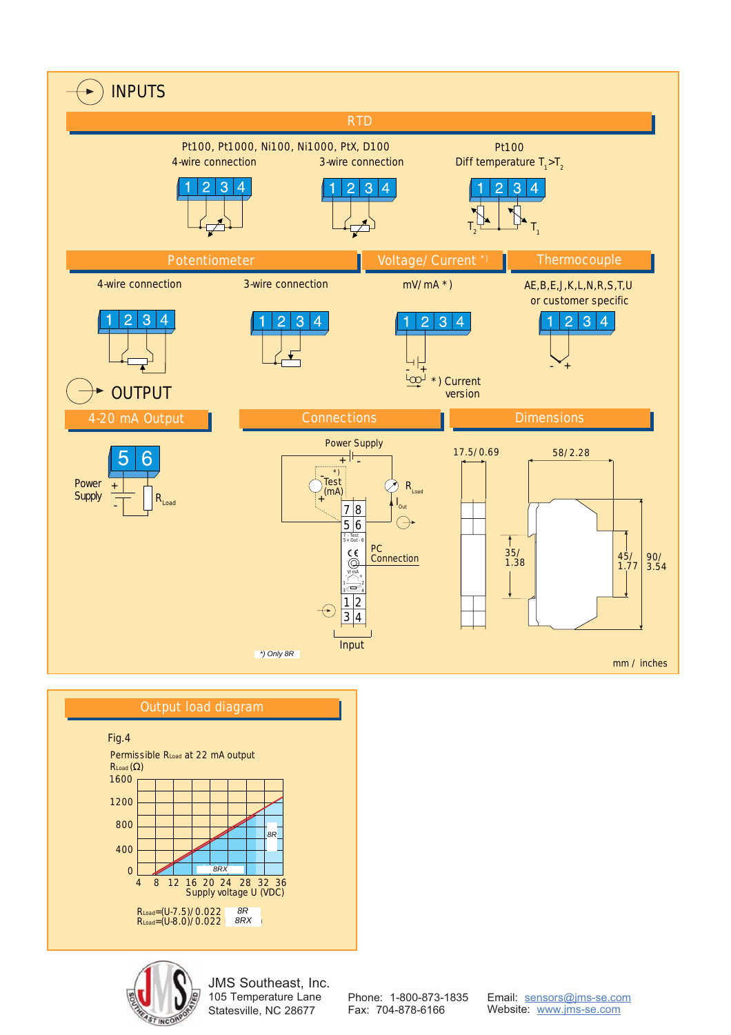# INPUTS

## RTD

Pt100, Pt1000, Ni100, Ni1000, PtX, D100

4-wire connection

1 2 3 4

3-wire connection

1 2 3 4

Pt100

Diff temperature $T_1 > T_2$

1 2 3 4

$T_2$ $T_1$

## Potentiometer

4-wire connection

1 2 3 4

3-wire connection

1 2 3 4

## Voltage/ Current *)

mV/ mA *)

1 2 3 4

- +

*) Current version

## Thermocouple

AE,B,E,J,K,L,N,R,S,T,U or customer specific

1 2 3 4

- +

# OUTPUT

## 4-20 mA Output

5 6

Power Supply

+ -

$R_{Load}$

## Connections

Power Supply

+ -

*) Test (mA)

- +

$R_{Load}$

$I_{Out}$

7 8

5 6

7 - Test 5 + Out - 6

PC Connection

1 2

3 4

Input

*) Only 8R

## Dimensions

17.5/ 0.69

58/ 2.28

35/ 1.38

45/ 1.77

90/ 3.54

mm / inches

## Output load diagram

Fig.4

Permissible $R_{Load}$ at 22 mA output

$R_{Load}$ (Ω)

1600

1200

800

400

0

4 8 12 16 20 24 28 32 36

Supply voltage U (VDC)

8R

8RX

$R_{Load}$=(U-7.5)/ 0.022 8R

$R_{Load}$=(U-8.0)/ 0.022 8RX

JMS Southeast, Inc.
105 Temperature Lane
Statesville, NC 28677

Phone: 1-800-873-1835
Fax: 704-878-6166

Email: sensors@jms-se.com
Website: www.jms-se.com